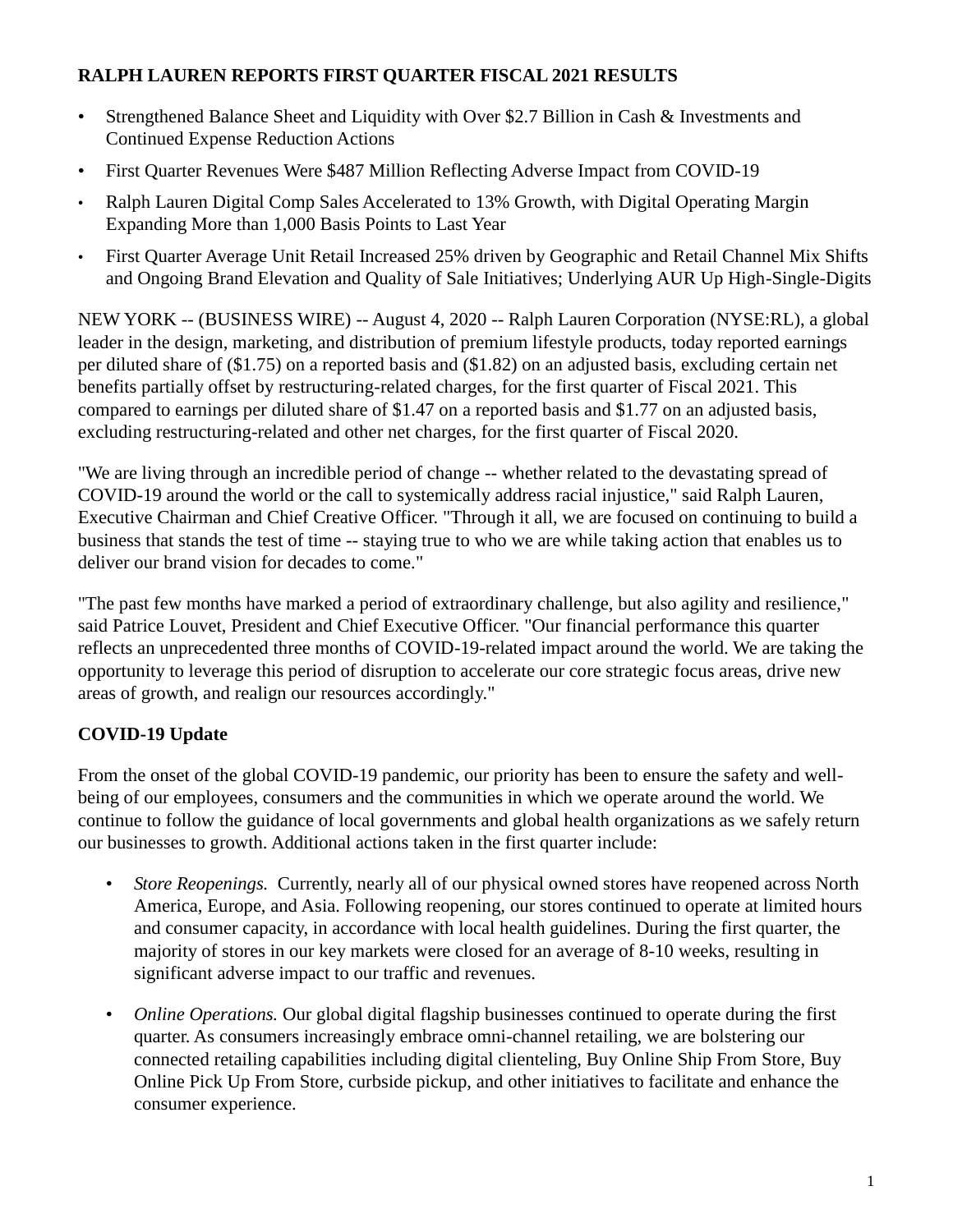# RALPH LAUREN REPORTS FIRST QUARTER FISCAL 2021 RESULTS

- Strengthened Balance Sheet and Liquidity with Over $2.7 Billion in Cash & Investments and Continued Expense Reduction Actions
- First Quarter Revenues Were $487 Million Reflecting Adverse Impact from COVID-19
- Ralph Lauren Digital Comp Sales Accelerated to 13% Growth, with Digital Operating Margin Expanding More than 1,000 Basis Points to Last Year
- First Quarter Average Unit Retail Increased 25% driven by Geographic and Retail Channel Mix Shifts and Ongoing Brand Elevation and Quality of Sale Initiatives; Underlying AUR Up High-Single-Digits

NEW YORK -- (BUSINESS WIRE) -- August 4, 2020 -- Ralph Lauren Corporation (NYSE:RL), a global leader in the design, marketing, and distribution of premium lifestyle products, today reported earnings per diluted share of ($1.75) on a reported basis and ($1.82) on an adjusted basis, excluding certain net benefits partially offset by restructuring-related charges, for the first quarter of Fiscal 2021. This compared to earnings per diluted share of $1.47 on a reported basis and $1.77 on an adjusted basis, excluding restructuring-related and other net charges, for the first quarter of Fiscal 2020.

"We are living through an incredible period of change -- whether related to the devastating spread of COVID-19 around the world or the call to systemically address racial injustice," said Ralph Lauren, Executive Chairman and Chief Creative Officer. "Through it all, we are focused on continuing to build a business that stands the test of time -- staying true to who we are while taking action that enables us to deliver our brand vision for decades to come."

"The past few months have marked a period of extraordinary challenge, but also agility and resilience," said Patrice Louvet, President and Chief Executive Officer. "Our financial performance this quarter reflects an unprecedented three months of COVID-19-related impact around the world. We are taking the opportunity to leverage this period of disruption to accelerate our core strategic focus areas, drive new areas of growth, and realign our resources accordingly."

## COVID-19 Update

From the onset of the global COVID-19 pandemic, our priority has been to ensure the safety and well-being of our employees, consumers and the communities in which we operate around the world. We continue to follow the guidance of local governments and global health organizations as we safely return our businesses to growth. Additional actions taken in the first quarter include:

- *Store Reopenings.* Currently, nearly all of our physical owned stores have reopened across North America, Europe, and Asia. Following reopening, our stores continued to operate at limited hours and consumer capacity, in accordance with local health guidelines. During the first quarter, the majority of stores in our key markets were closed for an average of 8-10 weeks, resulting in significant adverse impact to our traffic and revenues.
- *Online Operations.* Our global digital flagship businesses continued to operate during the first quarter. As consumers increasingly embrace omni-channel retailing, we are bolstering our connected retailing capabilities including digital clienteling, Buy Online Ship From Store, Buy Online Pick Up From Store, curbside pickup, and other initiatives to facilitate and enhance the consumer experience.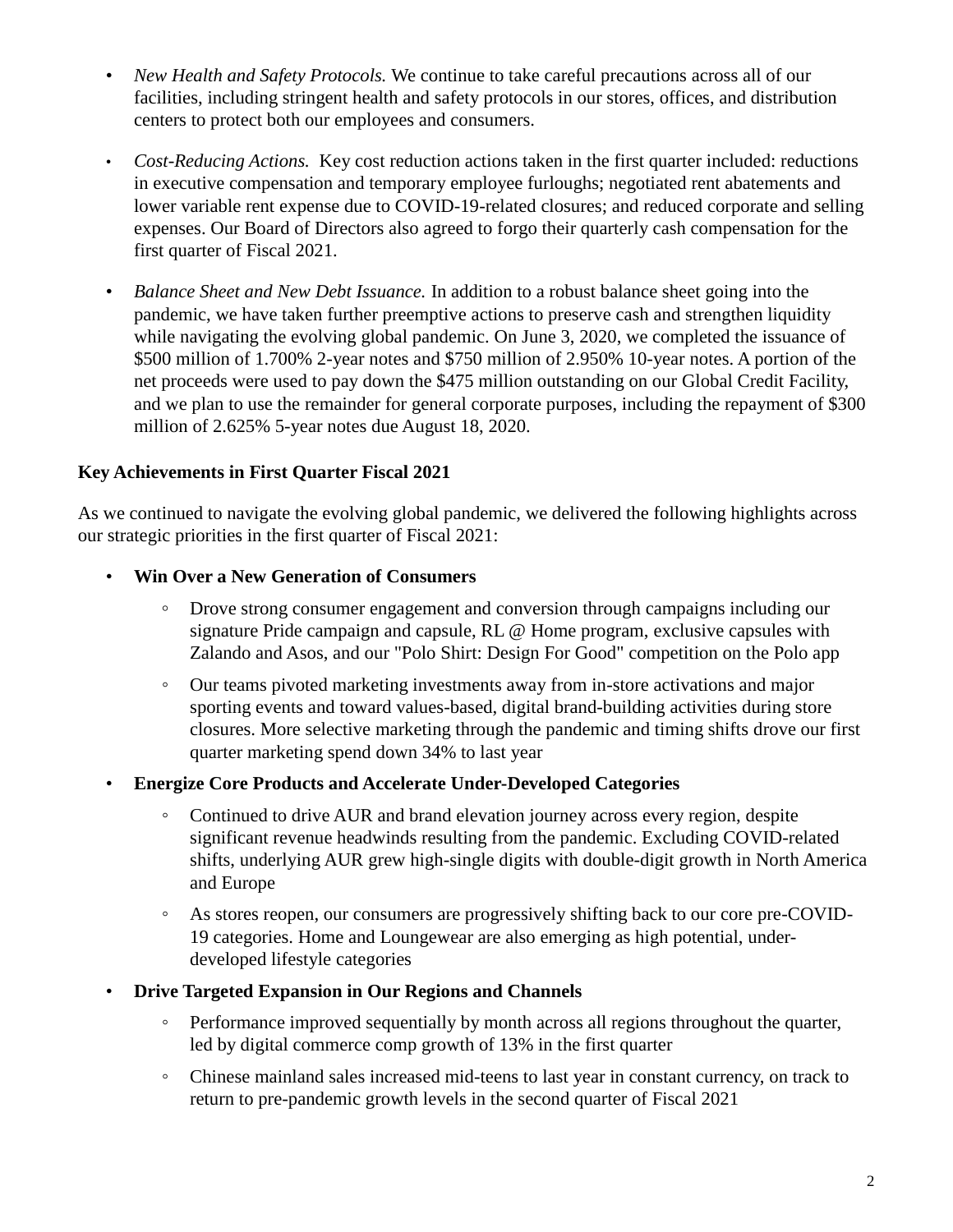- *New Health and Safety Protocols.* We continue to take careful precautions across all of our facilities, including stringent health and safety protocols in our stores, offices, and distribution centers to protect both our employees and consumers.

- *Cost-Reducing Actions.* Key cost reduction actions taken in the first quarter included: reductions in executive compensation and temporary employee furloughs; negotiated rent abatements and lower variable rent expense due to COVID-19-related closures; and reduced corporate and selling expenses. Our Board of Directors also agreed to forgo their quarterly cash compensation for the first quarter of Fiscal 2021.

- *Balance Sheet and New Debt Issuance.* In addition to a robust balance sheet going into the pandemic, we have taken further preemptive actions to preserve cash and strengthen liquidity while navigating the evolving global pandemic. On June 3, 2020, we completed the issuance of $500 million of 1.700% 2-year notes and $750 million of 2.950% 10-year notes. A portion of the net proceeds were used to pay down the $475 million outstanding on our Global Credit Facility, and we plan to use the remainder for general corporate purposes, including the repayment of $300 million of 2.625% 5-year notes due August 18, 2020.

**Key Achievements in First Quarter Fiscal 2021**

As we continued to navigate the evolving global pandemic, we delivered the following highlights across our strategic priorities in the first quarter of Fiscal 2021:

- **Win Over a New Generation of Consumers**
  - Drove strong consumer engagement and conversion through campaigns including our signature Pride campaign and capsule, RL @ Home program, exclusive capsules with Zalando and Asos, and our "Polo Shirt: Design For Good" competition on the Polo app
  - Our teams pivoted marketing investments away from in-store activations and major sporting events and toward values-based, digital brand-building activities during store closures. More selective marketing through the pandemic and timing shifts drove our first quarter marketing spend down 34% to last year
- **Energize Core Products and Accelerate Under-Developed Categories**
  - Continued to drive AUR and brand elevation journey across every region, despite significant revenue headwinds resulting from the pandemic. Excluding COVID-related shifts, underlying AUR grew high-single digits with double-digit growth in North America and Europe
  - As stores reopen, our consumers are progressively shifting back to our core pre-COVID-19 categories. Home and Loungewear are also emerging as high potential, under-developed lifestyle categories
- **Drive Targeted Expansion in Our Regions and Channels**
  - Performance improved sequentially by month across all regions throughout the quarter, led by digital commerce comp growth of 13% in the first quarter
  - Chinese mainland sales increased mid-teens to last year in constant currency, on track to return to pre-pandemic growth levels in the second quarter of Fiscal 2021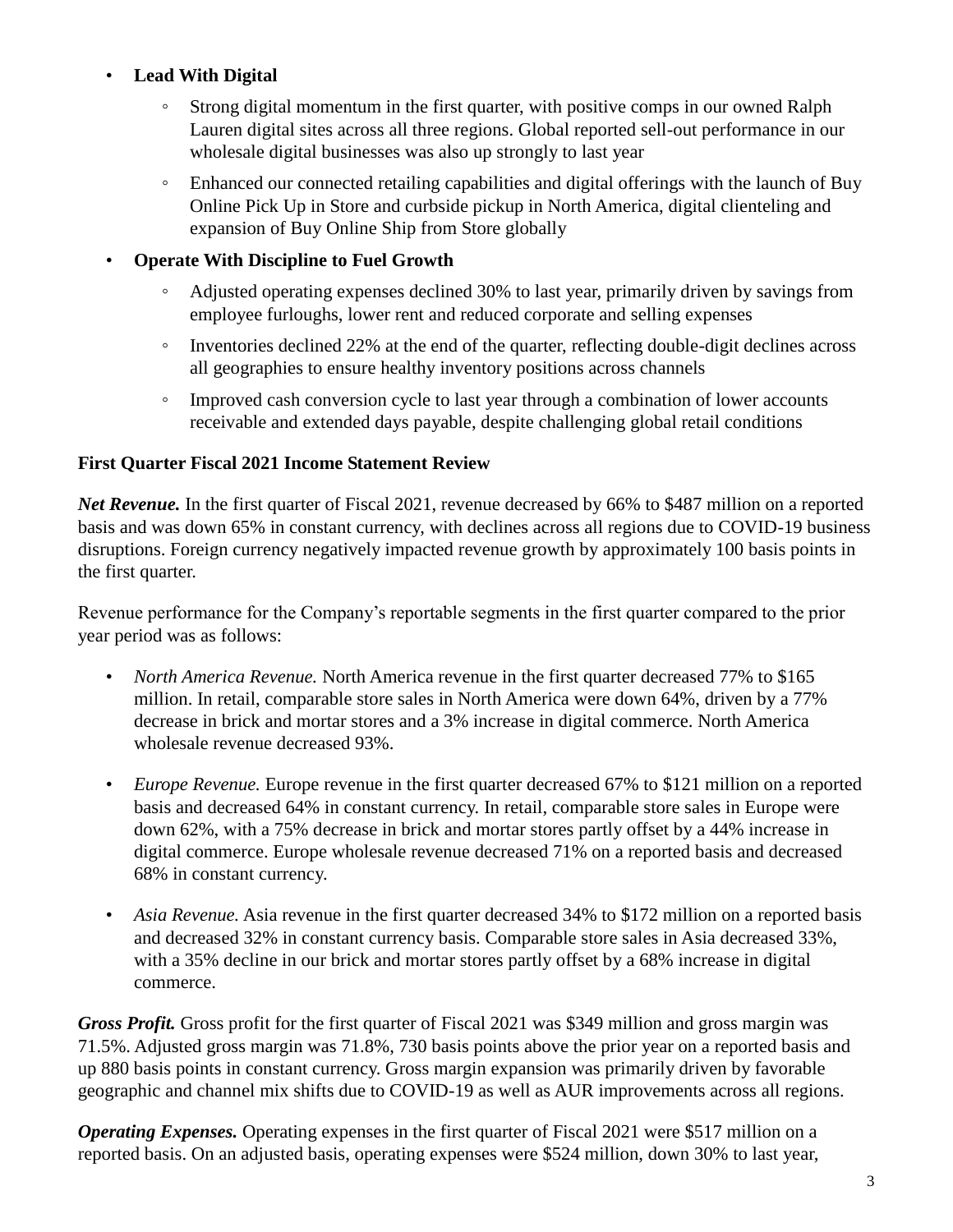- **Lead With Digital**
    - Strong digital momentum in the first quarter, with positive comps in our owned Ralph Lauren digital sites across all three regions. Global reported sell-out performance in our wholesale digital businesses was also up strongly to last year
    - Enhanced our connected retailing capabilities and digital offerings with the launch of Buy Online Pick Up in Store and curbside pickup in North America, digital clienteling and expansion of Buy Online Ship from Store globally
- **Operate With Discipline to Fuel Growth**
    - Adjusted operating expenses declined 30% to last year, primarily driven by savings from employee furloughs, lower rent and reduced corporate and selling expenses
    - Inventories declined 22% at the end of the quarter, reflecting double-digit declines across all geographies to ensure healthy inventory positions across channels
    - Improved cash conversion cycle to last year through a combination of lower accounts receivable and extended days payable, despite challenging global retail conditions

**First Quarter Fiscal 2021 Income Statement Review**

***Net Revenue.*** In the first quarter of Fiscal 2021, revenue decreased by 66% to $487 million on a reported basis and was down 65% in constant currency, with declines across all regions due to COVID-19 business disruptions. Foreign currency negatively impacted revenue growth by approximately 100 basis points in the first quarter.

Revenue performance for the Company's reportable segments in the first quarter compared to the prior year period was as follows:

- *North America Revenue.* North America revenue in the first quarter decreased 77% to $165 million. In retail, comparable store sales in North America were down 64%, driven by a 77% decrease in brick and mortar stores and a 3% increase in digital commerce. North America wholesale revenue decreased 93%.
- *Europe Revenue.* Europe revenue in the first quarter decreased 67% to $121 million on a reported basis and decreased 64% in constant currency. In retail, comparable store sales in Europe were down 62%, with a 75% decrease in brick and mortar stores partly offset by a 44% increase in digital commerce. Europe wholesale revenue decreased 71% on a reported basis and decreased 68% in constant currency.
- *Asia Revenue.* Asia revenue in the first quarter decreased 34% to $172 million on a reported basis and decreased 32% in constant currency basis. Comparable store sales in Asia decreased 33%, with a 35% decline in our brick and mortar stores partly offset by a 68% increase in digital commerce.

***Gross Profit.*** Gross profit for the first quarter of Fiscal 2021 was $349 million and gross margin was 71.5%. Adjusted gross margin was 71.8%, 730 basis points above the prior year on a reported basis and up 880 basis points in constant currency. Gross margin expansion was primarily driven by favorable geographic and channel mix shifts due to COVID-19 as well as AUR improvements across all regions.

***Operating Expenses.*** Operating expenses in the first quarter of Fiscal 2021 were $517 million on a reported basis. On an adjusted basis, operating expenses were $524 million, down 30% to last year,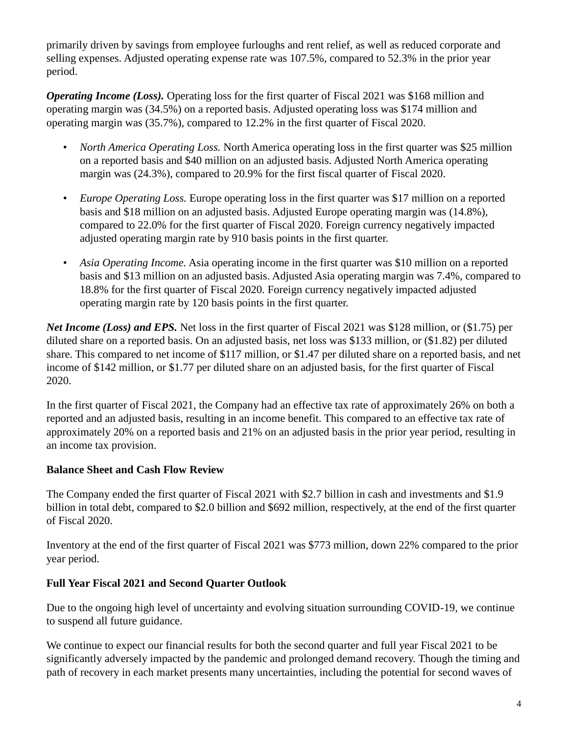primarily driven by savings from employee furloughs and rent relief, as well as reduced corporate and selling expenses. Adjusted operating expense rate was 107.5%, compared to 52.3% in the prior year period.

***Operating Income (Loss).*** Operating loss for the first quarter of Fiscal 2021 was $168 million and operating margin was (34.5%) on a reported basis. Adjusted operating loss was $174 million and operating margin was (35.7%), compared to 12.2% in the first quarter of Fiscal 2020.

- *North America Operating Loss.* North America operating loss in the first quarter was $25 million on a reported basis and $40 million on an adjusted basis. Adjusted North America operating margin was (24.3%), compared to 20.9% for the first fiscal quarter of Fiscal 2020.
- *Europe Operating Loss.* Europe operating loss in the first quarter was $17 million on a reported basis and $18 million on an adjusted basis. Adjusted Europe operating margin was (14.8%), compared to 22.0% for the first quarter of Fiscal 2020. Foreign currency negatively impacted adjusted operating margin rate by 910 basis points in the first quarter.
- *Asia Operating Income.* Asia operating income in the first quarter was $10 million on a reported basis and $13 million on an adjusted basis. Adjusted Asia operating margin was 7.4%, compared to 18.8% for the first quarter of Fiscal 2020. Foreign currency negatively impacted adjusted operating margin rate by 120 basis points in the first quarter.

***Net Income (Loss) and EPS.*** Net loss in the first quarter of Fiscal 2021 was $128 million, or ($1.75) per diluted share on a reported basis. On an adjusted basis, net loss was $133 million, or ($1.82) per diluted share. This compared to net income of $117 million, or $1.47 per diluted share on a reported basis, and net income of $142 million, or $1.77 per diluted share on an adjusted basis, for the first quarter of Fiscal 2020.

In the first quarter of Fiscal 2021, the Company had an effective tax rate of approximately 26% on both a reported and an adjusted basis, resulting in an income benefit. This compared to an effective tax rate of approximately 20% on a reported basis and 21% on an adjusted basis in the prior year period, resulting in an income tax provision.

**Balance Sheet and Cash Flow Review**

The Company ended the first quarter of Fiscal 2021 with $2.7 billion in cash and investments and $1.9 billion in total debt, compared to $2.0 billion and $692 million, respectively, at the end of the first quarter of Fiscal 2020.

Inventory at the end of the first quarter of Fiscal 2021 was $773 million, down 22% compared to the prior year period.

**Full Year Fiscal 2021 and Second Quarter Outlook**

Due to the ongoing high level of uncertainty and evolving situation surrounding COVID-19, we continue to suspend all future guidance.

We continue to expect our financial results for both the second quarter and full year Fiscal 2021 to be significantly adversely impacted by the pandemic and prolonged demand recovery. Though the timing and path of recovery in each market presents many uncertainties, including the potential for second waves of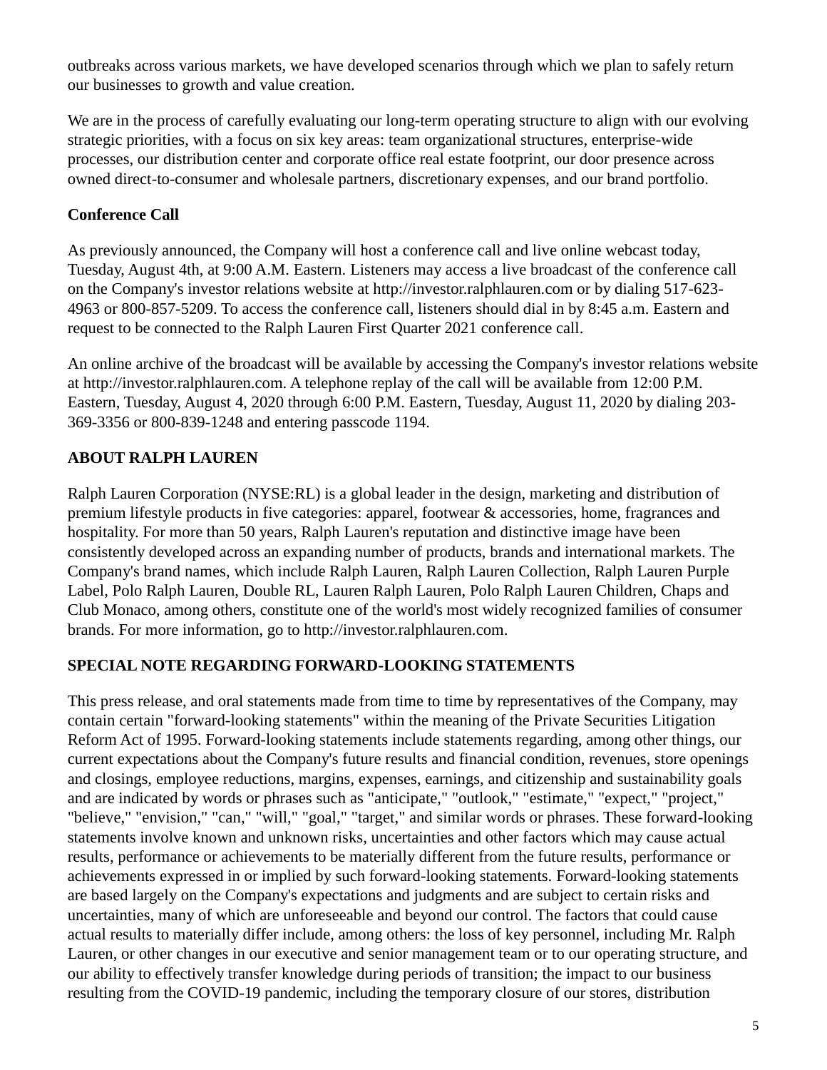outbreaks across various markets, we have developed scenarios through which we plan to safely return our businesses to growth and value creation.

We are in the process of carefully evaluating our long-term operating structure to align with our evolving strategic priorities, with a focus on six key areas: team organizational structures, enterprise-wide processes, our distribution center and corporate office real estate footprint, our door presence across owned direct-to-consumer and wholesale partners, discretionary expenses, and our brand portfolio.

**Conference Call**

As previously announced, the Company will host a conference call and live online webcast today, Tuesday, August 4th, at 9:00 A.M. Eastern. Listeners may access a live broadcast of the conference call on the Company's investor relations website at http://investor.ralphlauren.com or by dialing 517-623-4963 or 800-857-5209. To access the conference call, listeners should dial in by 8:45 a.m. Eastern and request to be connected to the Ralph Lauren First Quarter 2021 conference call.

An online archive of the broadcast will be available by accessing the Company's investor relations website at http://investor.ralphlauren.com. A telephone replay of the call will be available from 12:00 P.M. Eastern, Tuesday, August 4, 2020 through 6:00 P.M. Eastern, Tuesday, August 11, 2020 by dialing 203-369-3356 or 800-839-1248 and entering passcode 1194.

**ABOUT RALPH LAUREN**

Ralph Lauren Corporation (NYSE:RL) is a global leader in the design, marketing and distribution of premium lifestyle products in five categories: apparel, footwear & accessories, home, fragrances and hospitality. For more than 50 years, Ralph Lauren's reputation and distinctive image have been consistently developed across an expanding number of products, brands and international markets. The Company's brand names, which include Ralph Lauren, Ralph Lauren Collection, Ralph Lauren Purple Label, Polo Ralph Lauren, Double RL, Lauren Ralph Lauren, Polo Ralph Lauren Children, Chaps and Club Monaco, among others, constitute one of the world's most widely recognized families of consumer brands. For more information, go to http://investor.ralphlauren.com.

**SPECIAL NOTE REGARDING FORWARD-LOOKING STATEMENTS**

This press release, and oral statements made from time to time by representatives of the Company, may contain certain "forward-looking statements" within the meaning of the Private Securities Litigation Reform Act of 1995. Forward-looking statements include statements regarding, among other things, our current expectations about the Company's future results and financial condition, revenues, store openings and closings, employee reductions, margins, expenses, earnings, and citizenship and sustainability goals and are indicated by words or phrases such as "anticipate," "outlook," "estimate," "expect," "project," "believe," "envision," "can," "will," "goal," "target," and similar words or phrases. These forward-looking statements involve known and unknown risks, uncertainties and other factors which may cause actual results, performance or achievements to be materially different from the future results, performance or achievements expressed in or implied by such forward-looking statements. Forward-looking statements are based largely on the Company's expectations and judgments and are subject to certain risks and uncertainties, many of which are unforeseeable and beyond our control. The factors that could cause actual results to materially differ include, among others: the loss of key personnel, including Mr. Ralph Lauren, or other changes in our executive and senior management team or to our operating structure, and our ability to effectively transfer knowledge during periods of transition; the impact to our business resulting from the COVID-19 pandemic, including the temporary closure of our stores, distribution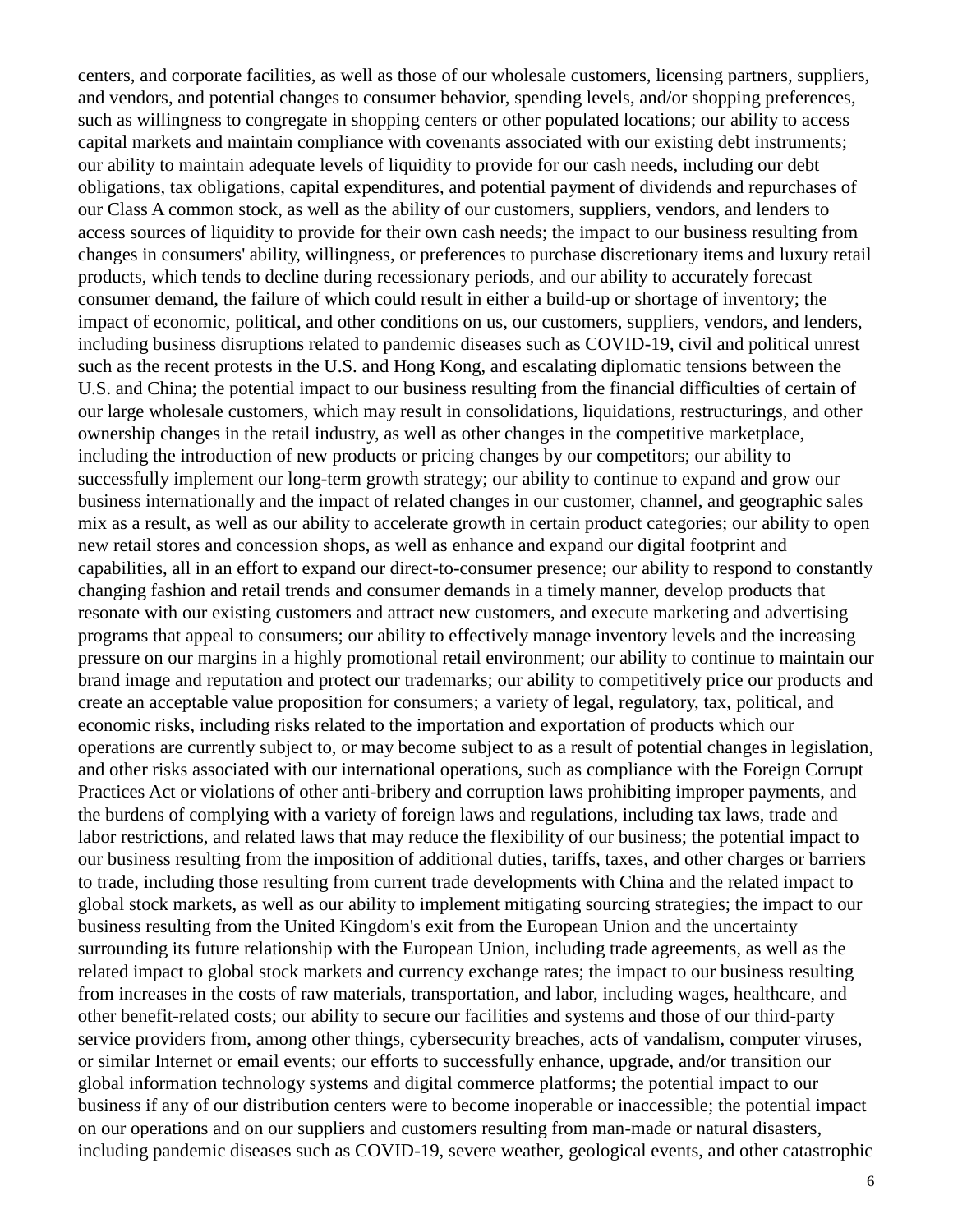centers, and corporate facilities, as well as those of our wholesale customers, licensing partners, suppliers, and vendors, and potential changes to consumer behavior, spending levels, and/or shopping preferences, such as willingness to congregate in shopping centers or other populated locations; our ability to access capital markets and maintain compliance with covenants associated with our existing debt instruments; our ability to maintain adequate levels of liquidity to provide for our cash needs, including our debt obligations, tax obligations, capital expenditures, and potential payment of dividends and repurchases of our Class A common stock, as well as the ability of our customers, suppliers, vendors, and lenders to access sources of liquidity to provide for their own cash needs; the impact to our business resulting from changes in consumers' ability, willingness, or preferences to purchase discretionary items and luxury retail products, which tends to decline during recessionary periods, and our ability to accurately forecast consumer demand, the failure of which could result in either a build-up or shortage of inventory; the impact of economic, political, and other conditions on us, our customers, suppliers, vendors, and lenders, including business disruptions related to pandemic diseases such as COVID-19, civil and political unrest such as the recent protests in the U.S. and Hong Kong, and escalating diplomatic tensions between the U.S. and China; the potential impact to our business resulting from the financial difficulties of certain of our large wholesale customers, which may result in consolidations, liquidations, restructurings, and other ownership changes in the retail industry, as well as other changes in the competitive marketplace, including the introduction of new products or pricing changes by our competitors; our ability to successfully implement our long-term growth strategy; our ability to continue to expand and grow our business internationally and the impact of related changes in our customer, channel, and geographic sales mix as a result, as well as our ability to accelerate growth in certain product categories; our ability to open new retail stores and concession shops, as well as enhance and expand our digital footprint and capabilities, all in an effort to expand our direct-to-consumer presence; our ability to respond to constantly changing fashion and retail trends and consumer demands in a timely manner, develop products that resonate with our existing customers and attract new customers, and execute marketing and advertising programs that appeal to consumers; our ability to effectively manage inventory levels and the increasing pressure on our margins in a highly promotional retail environment; our ability to continue to maintain our brand image and reputation and protect our trademarks; our ability to competitively price our products and create an acceptable value proposition for consumers; a variety of legal, regulatory, tax, political, and economic risks, including risks related to the importation and exportation of products which our operations are currently subject to, or may become subject to as a result of potential changes in legislation, and other risks associated with our international operations, such as compliance with the Foreign Corrupt Practices Act or violations of other anti-bribery and corruption laws prohibiting improper payments, and the burdens of complying with a variety of foreign laws and regulations, including tax laws, trade and labor restrictions, and related laws that may reduce the flexibility of our business; the potential impact to our business resulting from the imposition of additional duties, tariffs, taxes, and other charges or barriers to trade, including those resulting from current trade developments with China and the related impact to global stock markets, as well as our ability to implement mitigating sourcing strategies; the impact to our business resulting from the United Kingdom's exit from the European Union and the uncertainty surrounding its future relationship with the European Union, including trade agreements, as well as the related impact to global stock markets and currency exchange rates; the impact to our business resulting from increases in the costs of raw materials, transportation, and labor, including wages, healthcare, and other benefit-related costs; our ability to secure our facilities and systems and those of our third-party service providers from, among other things, cybersecurity breaches, acts of vandalism, computer viruses, or similar Internet or email events; our efforts to successfully enhance, upgrade, and/or transition our global information technology systems and digital commerce platforms; the potential impact to our business if any of our distribution centers were to become inoperable or inaccessible; the potential impact on our operations and on our suppliers and customers resulting from man-made or natural disasters, including pandemic diseases such as COVID-19, severe weather, geological events, and other catastrophic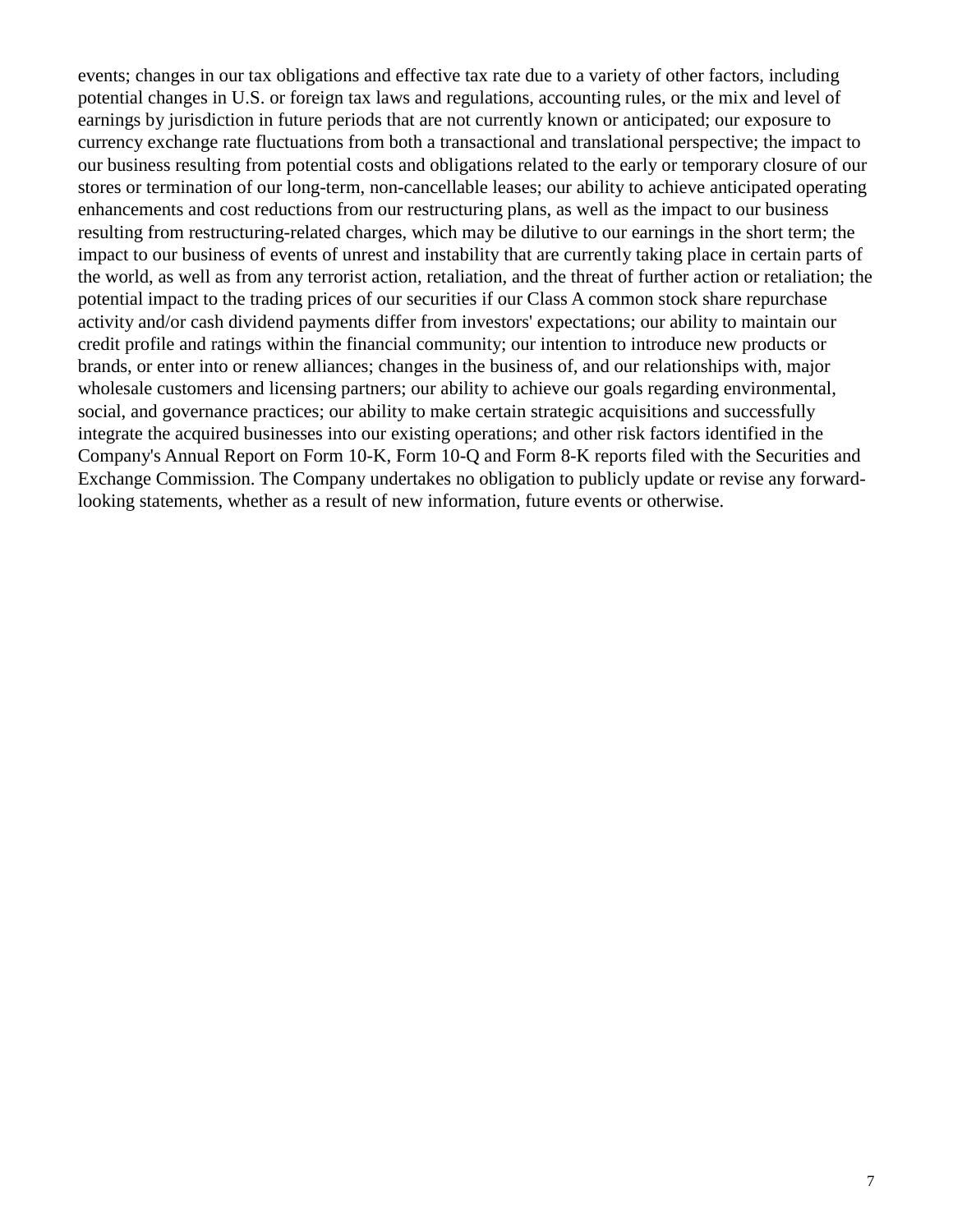events; changes in our tax obligations and effective tax rate due to a variety of other factors, including potential changes in U.S. or foreign tax laws and regulations, accounting rules, or the mix and level of earnings by jurisdiction in future periods that are not currently known or anticipated; our exposure to currency exchange rate fluctuations from both a transactional and translational perspective; the impact to our business resulting from potential costs and obligations related to the early or temporary closure of our stores or termination of our long-term, non-cancellable leases; our ability to achieve anticipated operating enhancements and cost reductions from our restructuring plans, as well as the impact to our business resulting from restructuring-related charges, which may be dilutive to our earnings in the short term; the impact to our business of events of unrest and instability that are currently taking place in certain parts of the world, as well as from any terrorist action, retaliation, and the threat of further action or retaliation; the potential impact to the trading prices of our securities if our Class A common stock share repurchase activity and/or cash dividend payments differ from investors' expectations; our ability to maintain our credit profile and ratings within the financial community; our intention to introduce new products or brands, or enter into or renew alliances; changes in the business of, and our relationships with, major wholesale customers and licensing partners; our ability to achieve our goals regarding environmental, social, and governance practices; our ability to make certain strategic acquisitions and successfully integrate the acquired businesses into our existing operations; and other risk factors identified in the Company's Annual Report on Form 10-K, Form 10-Q and Form 8-K reports filed with the Securities and Exchange Commission. The Company undertakes no obligation to publicly update or revise any forward-looking statements, whether as a result of new information, future events or otherwise.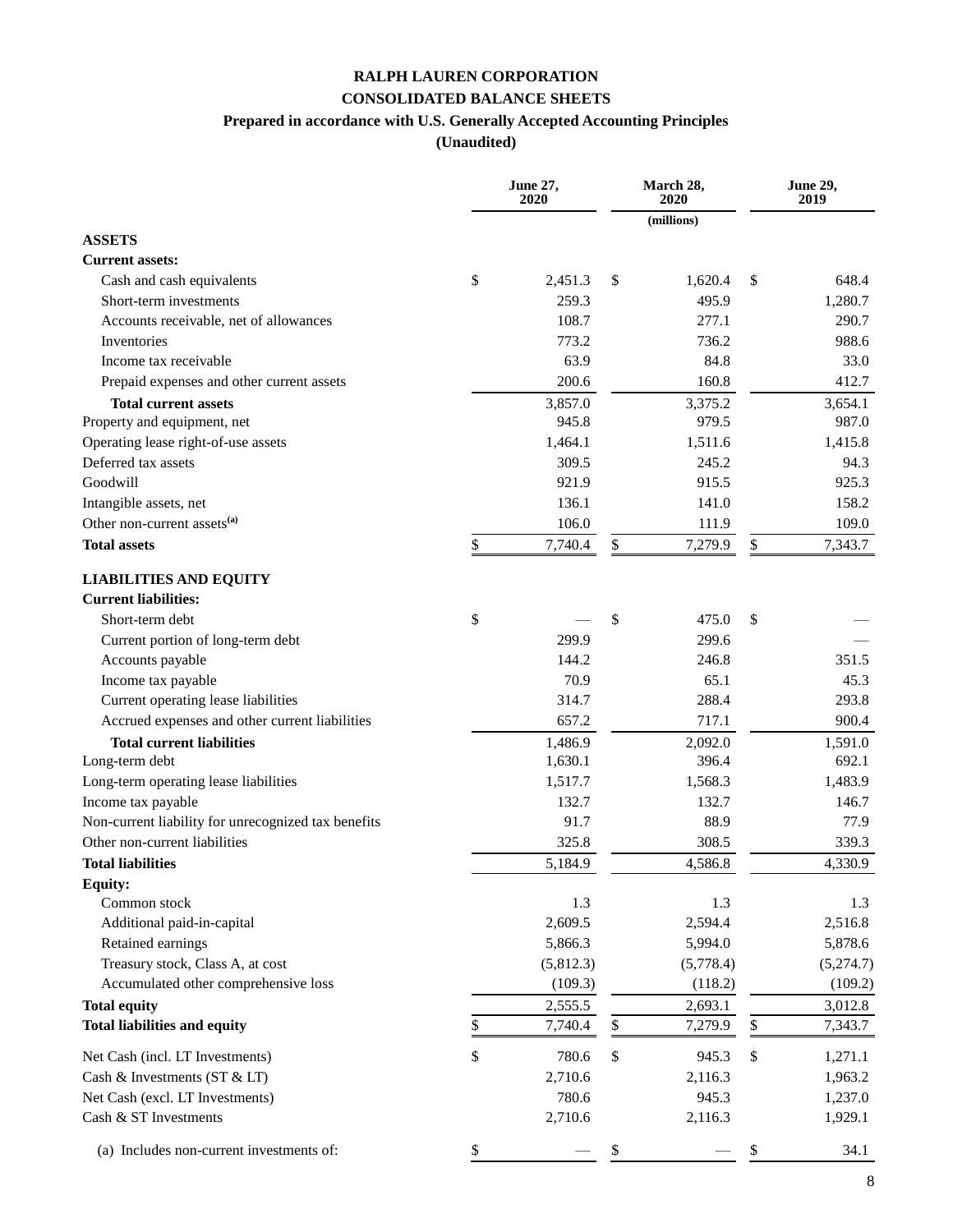# RALPH LAUREN CORPORATION

## CONSOLIDATED BALANCE SHEETS

### Prepared in accordance with U.S. Generally Accepted Accounting Principles

### (Unaudited)

| | June 27, 2020 | March 28, 2020 | June 29, 2019 |
|---|---|---|---|
| | | (millions) | |
| **ASSETS** | | | |
| **Current assets:** | | | |
| Cash and cash equivalents | $ 2,451.3 | $ 1,620.4 | $ 648.4 |
| Short-term investments | 259.3 | 495.9 | 1,280.7 |
| Accounts receivable, net of allowances | 108.7 | 277.1 | 290.7 |
| Inventories | 773.2 | 736.2 | 988.6 |
| Income tax receivable | 63.9 | 84.8 | 33.0 |
| Prepaid expenses and other current assets | 200.6 | 160.8 | 412.7 |
| **Total current assets** | 3,857.0 | 3,375.2 | 3,654.1 |
| Property and equipment, net | 945.8 | 979.5 | 987.0 |
| Operating lease right-of-use assets | 1,464.1 | 1,511.6 | 1,415.8 |
| Deferred tax assets | 309.5 | 245.2 | 94.3 |
| Goodwill | 921.9 | 915.5 | 925.3 |
| Intangible assets, net | 136.1 | 141.0 | 158.2 |
| Other non-current assets[(a)] | 106.0 | 111.9 | 109.0 |
| **Total assets** | $ 7,740.4 | $ 7,279.9 | $ 7,343.7 |
| **LIABILITIES AND EQUITY** | | | |
| **Current liabilities:** | | | |
| Short-term debt | $ — | $ 475.0 | $ — |
| Current portion of long-term debt | 299.9 | 299.6 | — |
| Accounts payable | 144.2 | 246.8 | 351.5 |
| Income tax payable | 70.9 | 65.1 | 45.3 |
| Current operating lease liabilities | 314.7 | 288.4 | 293.8 |
| Accrued expenses and other current liabilities | 657.2 | 717.1 | 900.4 |
| **Total current liabilities** | 1,486.9 | 2,092.0 | 1,591.0 |
| Long-term debt | 1,630.1 | 396.4 | 692.1 |
| Long-term operating lease liabilities | 1,517.7 | 1,568.3 | 1,483.9 |
| Income tax payable | 132.7 | 132.7 | 146.7 |
| Non-current liability for unrecognized tax benefits | 91.7 | 88.9 | 77.9 |
| Other non-current liabilities | 325.8 | 308.5 | 339.3 |
| **Total liabilities** | 5,184.9 | 4,586.8 | 4,330.9 |
| **Equity:** | | | |
| Common stock | 1.3 | 1.3 | 1.3 |
| Additional paid-in-capital | 2,609.5 | 2,594.4 | 2,516.8 |
| Retained earnings | 5,866.3 | 5,994.0 | 5,878.6 |
| Treasury stock, Class A, at cost | (5,812.3) | (5,778.4) | (5,274.7) |
| Accumulated other comprehensive loss | (109.3) | (118.2) | (109.2) |
| **Total equity** | 2,555.5 | 2,693.1 | 3,012.8 |
| **Total liabilities and equity** | $ 7,740.4 | $ 7,279.9 | $ 7,343.7 |
| Net Cash (incl. LT Investments) | $ 780.6 | $ 945.3 | $ 1,271.1 |
| Cash & Investments (ST & LT) | 2,710.6 | 2,116.3 | 1,963.2 |
| Net Cash (excl. LT Investments) | 780.6 | 945.3 | 1,237.0 |
| Cash & ST Investments | 2,710.6 | 2,116.3 | 1,929.1 |
| (a) Includes non-current investments of: | $ — | $ — | $ 34.1 |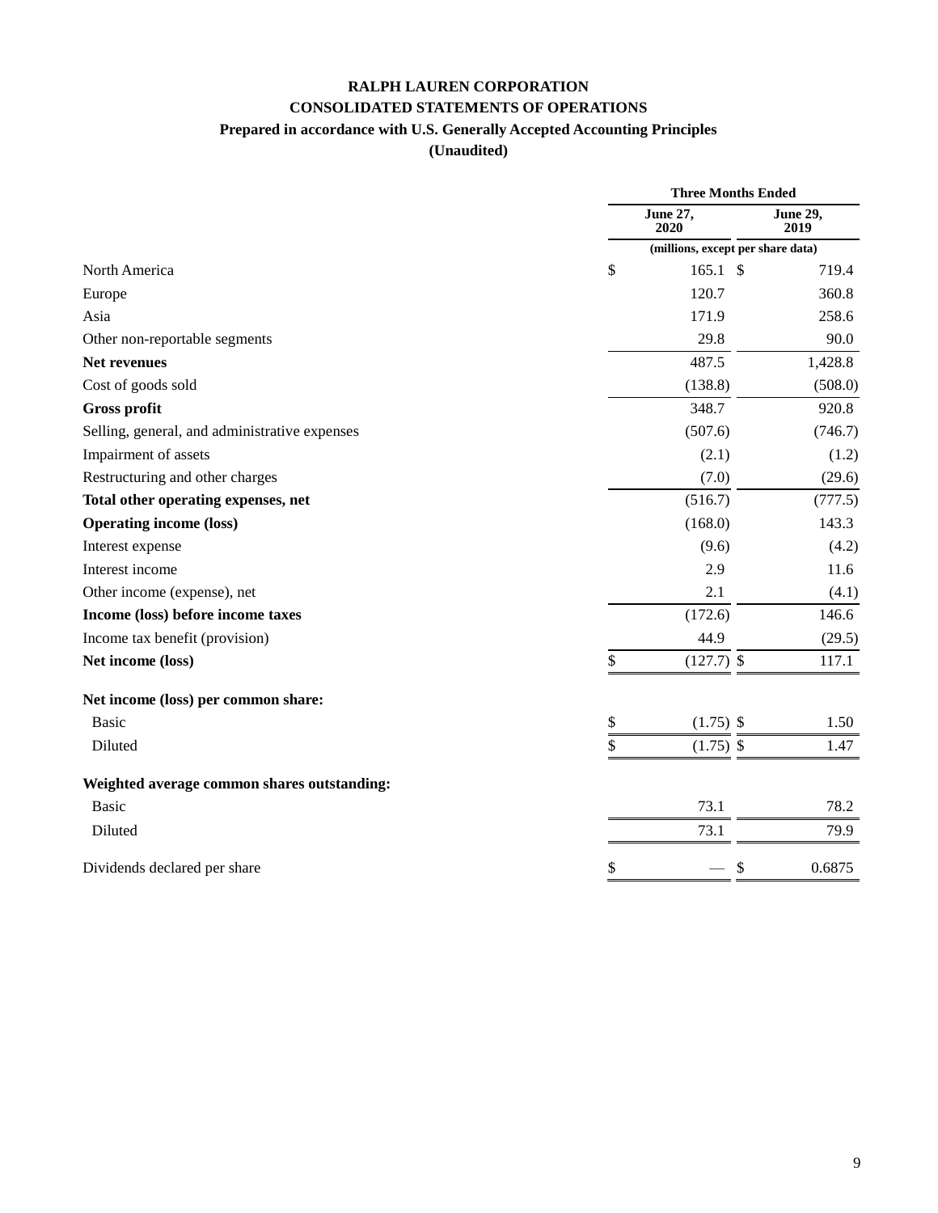**RALPH LAUREN CORPORATION**

**CONSOLIDATED STATEMENTS OF OPERATIONS**

**Prepared in accordance with U.S. Generally Accepted Accounting Principles**

**(Unaudited)**

| | Three Months Ended | |
|---|---|---|
| | June 27, 2020 | June 29, 2019 |
| | (millions, except per share data) | |
| North America | $ 165.1 | $ 719.4 |
| Europe | 120.7 | 360.8 |
| Asia | 171.9 | 258.6 |
| Other non-reportable segments | 29.8 | 90.0 |
| **Net revenues** | 487.5 | 1,428.8 |
| Cost of goods sold | (138.8) | (508.0) |
| **Gross profit** | 348.7 | 920.8 |
| Selling, general, and administrative expenses | (507.6) | (746.7) |
| Impairment of assets | (2.1) | (1.2) |
| Restructuring and other charges | (7.0) | (29.6) |
| **Total other operating expenses, net** | (516.7) | (777.5) |
| **Operating income (loss)** | (168.0) | 143.3 |
| Interest expense | (9.6) | (4.2) |
| Interest income | 2.9 | 11.6 |
| Other income (expense), net | 2.1 | (4.1) |
| **Income (loss) before income taxes** | (172.6) | 146.6 |
| Income tax benefit (provision) | 44.9 | (29.5) |
| **Net income (loss)** | $ (127.7) | $ 117.1 |
| **Net income (loss) per common share:** | | |
| Basic | $ (1.75) | $ 1.50 |
| Diluted | $ (1.75) | $ 1.47 |
| **Weighted average common shares outstanding:** | | |
| Basic | 73.1 | 78.2 |
| Diluted | 73.1 | 79.9 |
| Dividends declared per share | $ — | $ 0.6875 |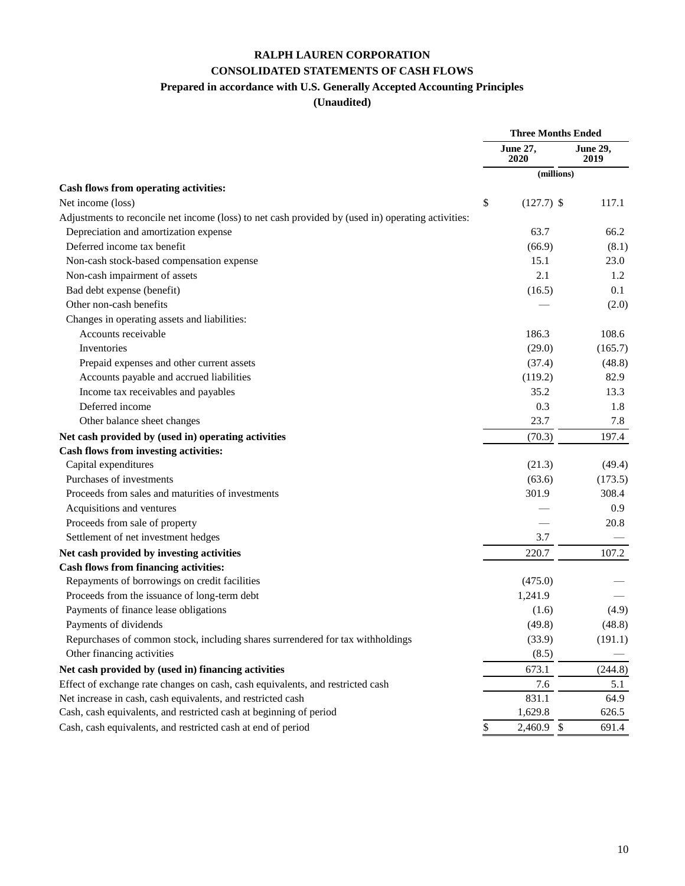# RALPH LAUREN CORPORATION

## CONSOLIDATED STATEMENTS OF CASH FLOWS

### Prepared in accordance with U.S. Generally Accepted Accounting Principles

### (Unaudited)

| | Three Months Ended | |
|---|---|---|
| | June 27, 2020 | June 29, 2019 |
| | (millions) | |
| **Cash flows from operating activities:** | | |
| Net income (loss) | $ (127.7) | $ 117.1 |
| Adjustments to reconcile net income (loss) to net cash provided by (used in) operating activities: | | |
| Depreciation and amortization expense | 63.7 | 66.2 |
| Deferred income tax benefit | (66.9) | (8.1) |
| Non-cash stock-based compensation expense | 15.1 | 23.0 |
| Non-cash impairment of assets | 2.1 | 1.2 |
| Bad debt expense (benefit) | (16.5) | 0.1 |
| Other non-cash benefits | — | (2.0) |
| Changes in operating assets and liabilities: | | |
| Accounts receivable | 186.3 | 108.6 |
| Inventories | (29.0) | (165.7) |
| Prepaid expenses and other current assets | (37.4) | (48.8) |
| Accounts payable and accrued liabilities | (119.2) | 82.9 |
| Income tax receivables and payables | 35.2 | 13.3 |
| Deferred income | 0.3 | 1.8 |
| Other balance sheet changes | 23.7 | 7.8 |
| **Net cash provided by (used in) operating activities** | (70.3) | 197.4 |
| **Cash flows from investing activities:** | | |
| Capital expenditures | (21.3) | (49.4) |
| Purchases of investments | (63.6) | (173.5) |
| Proceeds from sales and maturities of investments | 301.9 | 308.4 |
| Acquisitions and ventures | — | 0.9 |
| Proceeds from sale of property | — | 20.8 |
| Settlement of net investment hedges | 3.7 | — |
| **Net cash provided by investing activities** | 220.7 | 107.2 |
| **Cash flows from financing activities:** | | |
| Repayments of borrowings on credit facilities | (475.0) | — |
| Proceeds from the issuance of long-term debt | 1,241.9 | — |
| Payments of finance lease obligations | (1.6) | (4.9) |
| Payments of dividends | (49.8) | (48.8) |
| Repurchases of common stock, including shares surrendered for tax withholdings | (33.9) | (191.1) |
| Other financing activities | (8.5) | — |
| **Net cash provided by (used in) financing activities** | 673.1 | (244.8) |
| Effect of exchange rate changes on cash, cash equivalents, and restricted cash | 7.6 | 5.1 |
| Net increase in cash, cash equivalents, and restricted cash | 831.1 | 64.9 |
| Cash, cash equivalents, and restricted cash at beginning of period | 1,629.8 | 626.5 |
| Cash, cash equivalents, and restricted cash at end of period | $ 2,460.9 | $ 691.4 |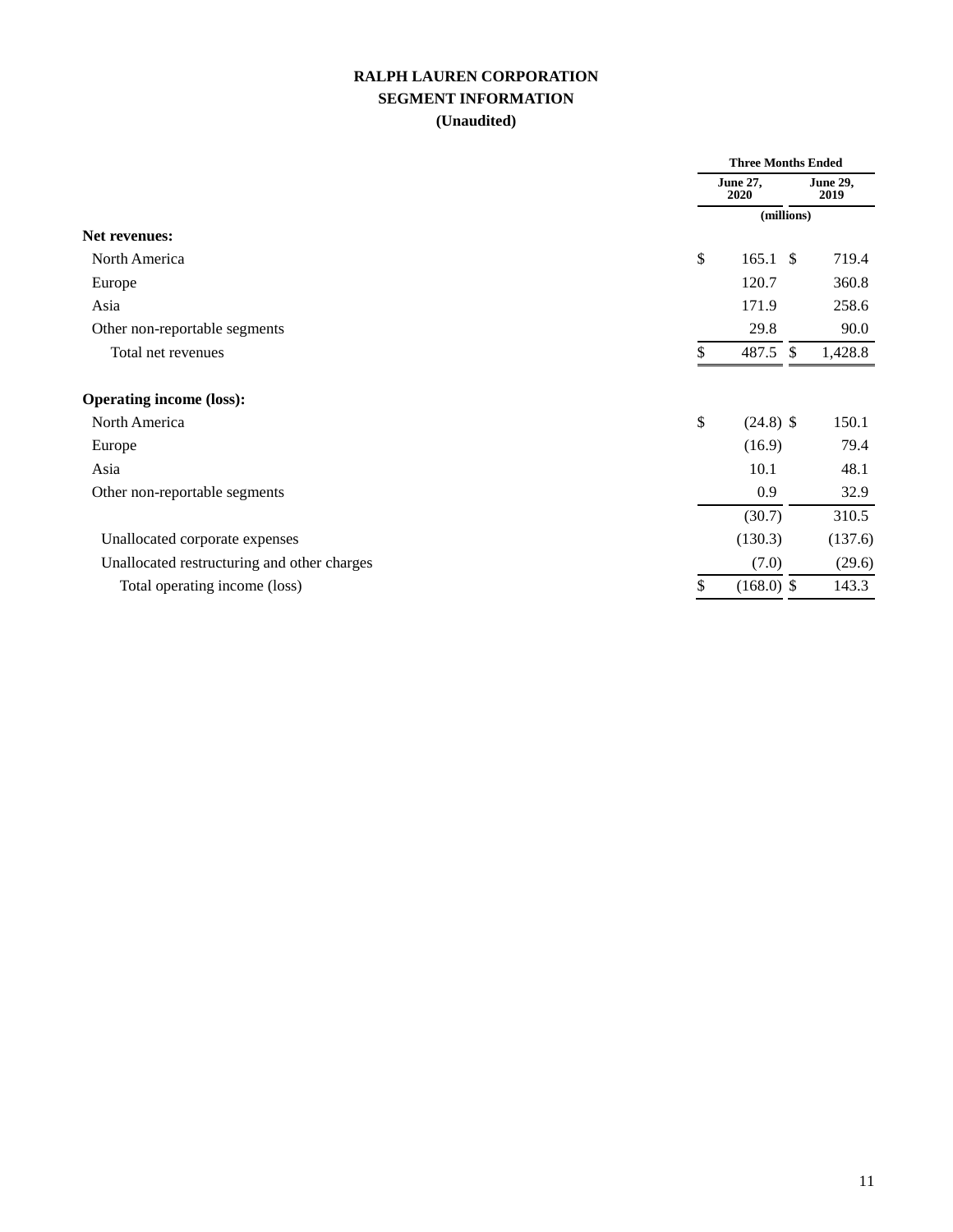# RALPH LAUREN CORPORATION
## SEGMENT INFORMATION
### (Unaudited)

| | Three Months Ended | |
|---|---|---|
| | June 27, 2020 | June 29, 2019 |
| | (millions) | |
| **Net revenues:** | | |
| North America | $ 165.1 | $ 719.4 |
| Europe | 120.7 | 360.8 |
| Asia | 171.9 | 258.6 |
| Other non-reportable segments | 29.8 | 90.0 |
| Total net revenues | $ 487.5 | $ 1,428.8 |
| | | |
| **Operating income (loss):** | | |
| North America | $ (24.8) | $ 150.1 |
| Europe | (16.9) | 79.4 |
| Asia | 10.1 | 48.1 |
| Other non-reportable segments | 0.9 | 32.9 |
| | (30.7) | 310.5 |
| Unallocated corporate expenses | (130.3) | (137.6) |
| Unallocated restructuring and other charges | (7.0) | (29.6) |
| Total operating income (loss) | $ (168.0) | $ 143.3 |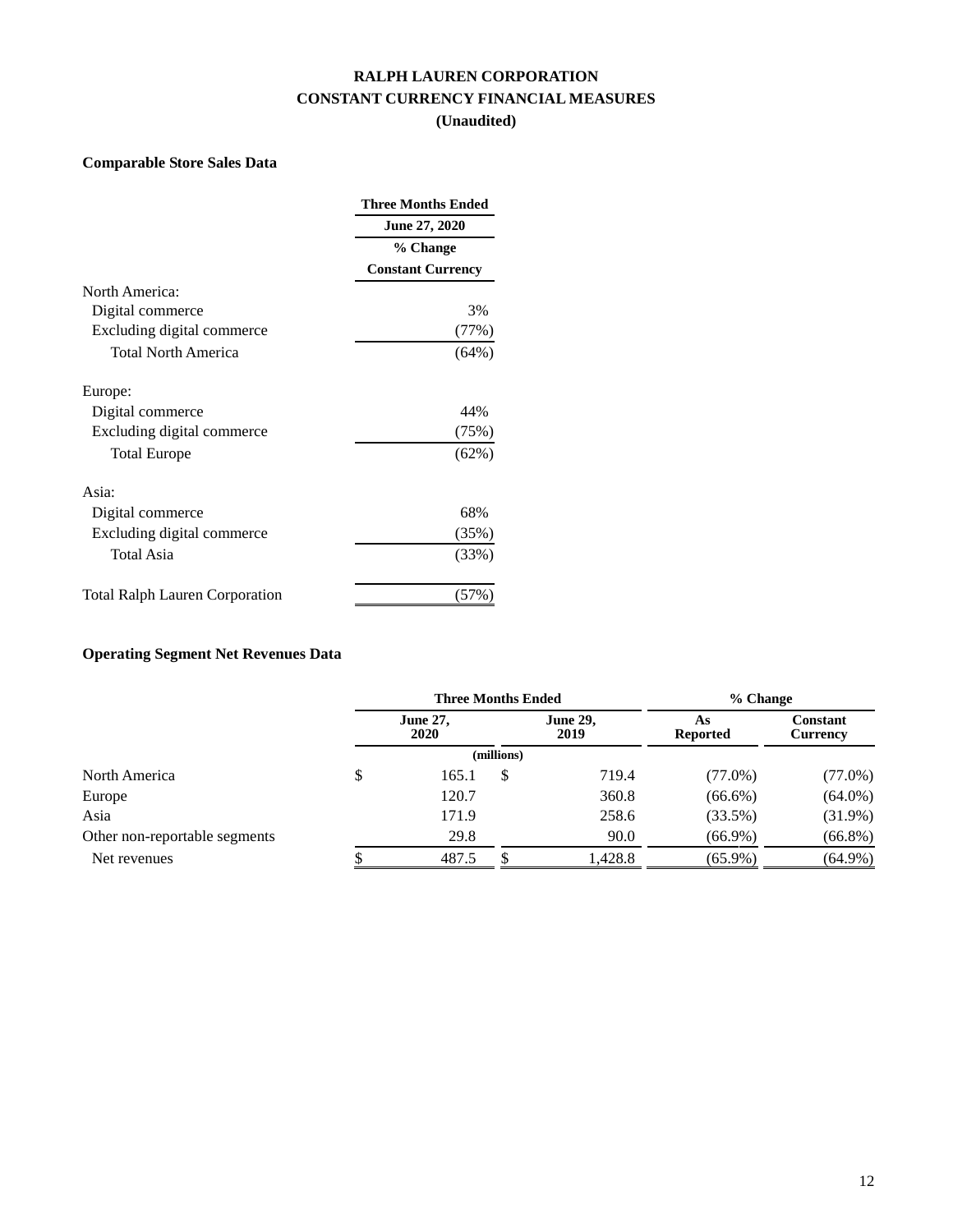# RALPH LAUREN CORPORATION
# CONSTANT CURRENCY FINANCIAL MEASURES
# (Unaudited)

**Comparable Store Sales Data**

| | Three Months Ended June 27, 2020 % Change Constant Currency |
|---|---|
| North America: | |
| Digital commerce | 3% |
| Excluding digital commerce | (77%) |
| Total North America | (64%) |
| Europe: | |
| Digital commerce | 44% |
| Excluding digital commerce | (75%) |
| Total Europe | (62%) |
| Asia: | |
| Digital commerce | 68% |
| Excluding digital commerce | (35%) |
| Total Asia | (33%) |
| Total Ralph Lauren Corporation | (57%) |

**Operating Segment Net Revenues Data**

| | Three Months Ended | | % Change | |
|---|---|---|---|---|
| | June 27, 2020 | June 29, 2019 | As Reported | Constant Currency |
| | (millions) | | | |
| North America | $ 165.1 | $ 719.4 | (77.0%) | (77.0%) |
| Europe | 120.7 | 360.8 | (66.6%) | (64.0%) |
| Asia | 171.9 | 258.6 | (33.5%) | (31.9%) |
| Other non-reportable segments | 29.8 | 90.0 | (66.9%) | (66.8%) |
| Net revenues | $ 487.5 | $ 1,428.8 | (65.9%) | (64.9%) |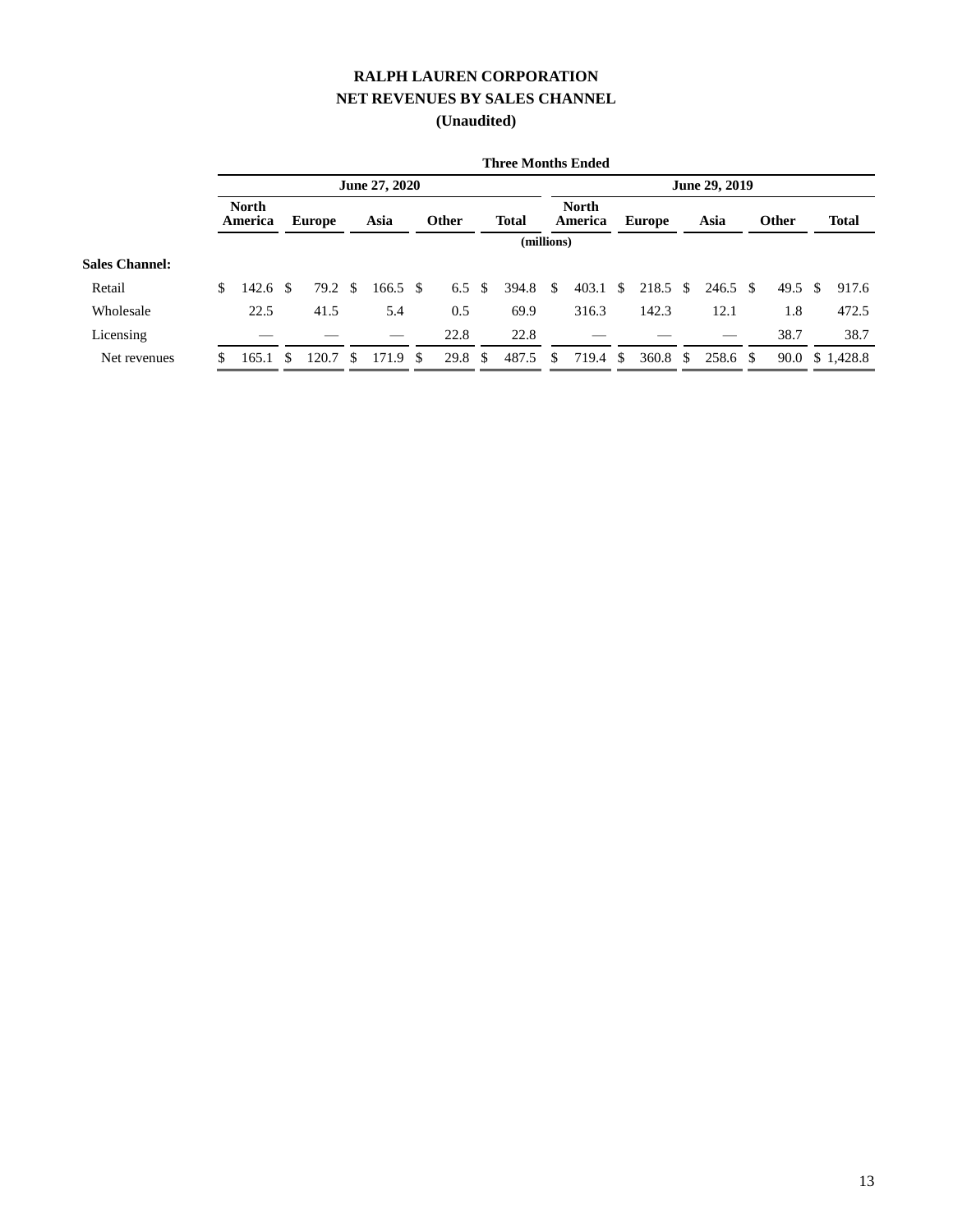# RALPH LAUREN CORPORATION
## NET REVENUES BY SALES CHANNEL
### (Unaudited)

| | Three Months Ended | | | | | | | | | |
|---|---|---|---|---|---|---|---|---|---|---|
| | June 27, 2020 | | | | | June 29, 2019 | | | | |
| | North America | Europe | Asia | Other | Total | North America | Europe | Asia | Other | Total |
| | (millions) | | | | | | | | | |
| **Sales Channel:** | | | | | | | | | | |
| Retail | $ 142.6 | $ 79.2 | $ 166.5 | $ 6.5 | $ 394.8 | $ 403.1 | $ 218.5 | $ 246.5 | $ 49.5 | $ 917.6 |
| Wholesale | 22.5 | 41.5 | 5.4 | 0.5 | 69.9 | 316.3 | 142.3 | 12.1 | 1.8 | 472.5 |
| Licensing | — | — | — | 22.8 | 22.8 | — | — | — | 38.7 | 38.7 |
| Net revenues | $ 165.1 | $ 120.7 | $ 171.9 | $ 29.8 | $ 487.5 | $ 719.4 | $ 360.8 | $ 258.6 | $ 90.0 | $ 1,428.8 |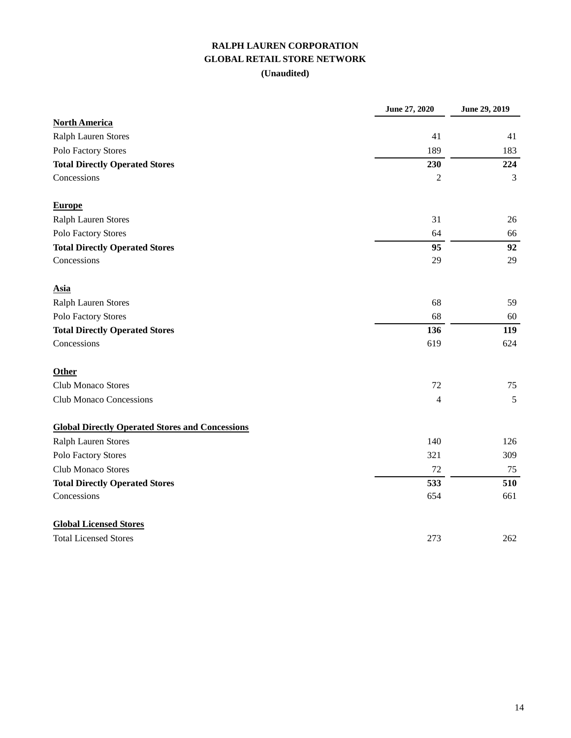**RALPH LAUREN CORPORATION**
**GLOBAL RETAIL STORE NETWORK**
**(Unaudited)**

| | June 27, 2020 | June 29, 2019 |
|---|---|---|
| **North America** | | |
| Ralph Lauren Stores | 41 | 41 |
| Polo Factory Stores | 189 | 183 |
| **Total Directly Operated Stores** | **230** | **224** |
| Concessions | 2 | 3 |
| **Europe** | | |
| Ralph Lauren Stores | 31 | 26 |
| Polo Factory Stores | 64 | 66 |
| **Total Directly Operated Stores** | **95** | **92** |
| Concessions | 29 | 29 |
| **Asia** | | |
| Ralph Lauren Stores | 68 | 59 |
| Polo Factory Stores | 68 | 60 |
| **Total Directly Operated Stores** | **136** | **119** |
| Concessions | 619 | 624 |
| **Other** | | |
| Club Monaco Stores | 72 | 75 |
| Club Monaco Concessions | 4 | 5 |
| **Global Directly Operated Stores and Concessions** | | |
| Ralph Lauren Stores | 140 | 126 |
| Polo Factory Stores | 321 | 309 |
| Club Monaco Stores | 72 | 75 |
| **Total Directly Operated Stores** | **533** | **510** |
| Concessions | 654 | 661 |
| **Global Licensed Stores** | | |
| Total Licensed Stores | 273 | 262 |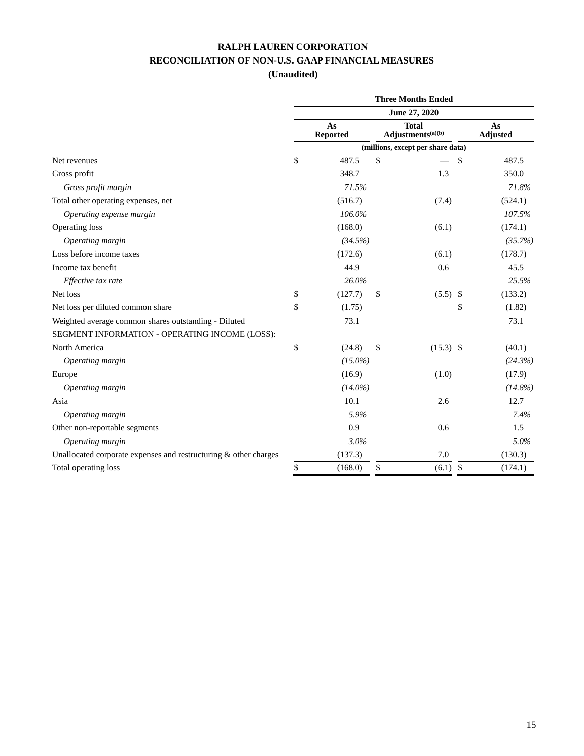# RALPH LAUREN CORPORATION

## RECONCILIATION OF NON-U.S. GAAP FINANCIAL MEASURES

### (Unaudited)

| | Three Months Ended | | |
|---|---|---|---|
| | June 27, 2020 | | |
| | As Reported | Total Adjustments[(a)(b)] | As Adjusted |
| | (millions, except per share data) | | |
| Net revenues | $ 487.5 | $ — | $ 487.5 |
| Gross profit | 348.7 | 1.3 | 350.0 |
| *Gross profit margin* | *71.5%* | | *71.8%* |
| Total other operating expenses, net | (516.7) | (7.4) | (524.1) |
| *Operating expense margin* | *106.0%* | | *107.5%* |
| Operating loss | (168.0) | (6.1) | (174.1) |
| *Operating margin* | *(34.5%)* | | *(35.7%)* |
| Loss before income taxes | (172.6) | (6.1) | (178.7) |
| Income tax benefit | 44.9 | 0.6 | 45.5 |
| *Effective tax rate* | *26.0%* | | *25.5%* |
| Net loss | $ (127.7) | $ (5.5) | $ (133.2) |
| Net loss per diluted common share | $ (1.75) | | $ (1.82) |
| Weighted average common shares outstanding - Diluted | 73.1 | | 73.1 |
| SEGMENT INFORMATION - OPERATING INCOME (LOSS): | | | |
| North America | $ (24.8) | $ (15.3) | $ (40.1) |
| *Operating margin* | *(15.0%)* | | *(24.3%)* |
| Europe | (16.9) | (1.0) | (17.9) |
| *Operating margin* | *(14.0%)* | | *(14.8%)* |
| Asia | 10.1 | 2.6 | 12.7 |
| *Operating margin* | *5.9%* | | *7.4%* |
| Other non-reportable segments | 0.9 | 0.6 | 1.5 |
| *Operating margin* | *3.0%* | | *5.0%* |
| Unallocated corporate expenses and restructuring & other charges | (137.3) | 7.0 | (130.3) |
| Total operating loss | $ (168.0) | $ (6.1) | $ (174.1) |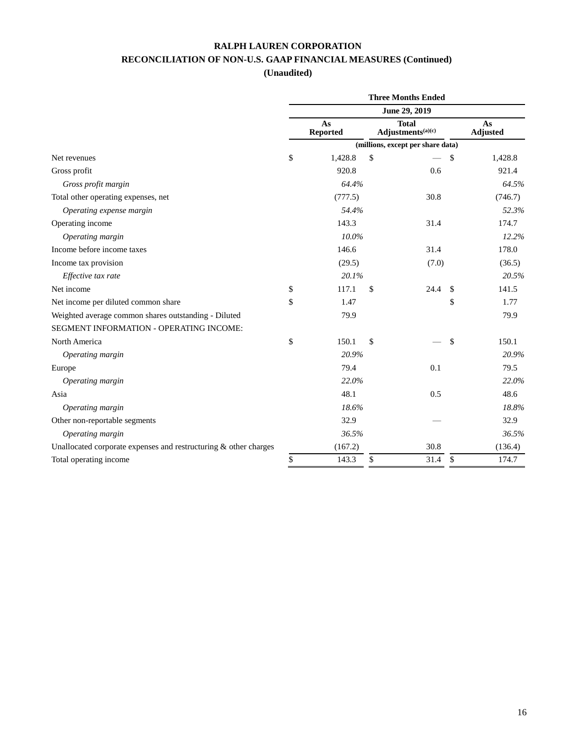# RALPH LAUREN CORPORATION
## RECONCILIATION OF NON-U.S. GAAP FINANCIAL MEASURES (Continued)
### (Unaudited)

| | Three Months Ended | | |
|---|---|---|---|
| | June 29, 2019 | | |
| | As Reported | Total Adjustments[(a)(c)] | As Adjusted |
| | (millions, except per share data) | | |
| Net revenues | $ 1,428.8 | $ — | $ 1,428.8 |
| Gross profit | 920.8 | 0.6 | 921.4 |
| *Gross profit margin* | *64.4%* | | *64.5%* |
| Total other operating expenses, net | (777.5) | 30.8 | (746.7) |
| *Operating expense margin* | *54.4%* | | *52.3%* |
| Operating income | 143.3 | 31.4 | 174.7 |
| *Operating margin* | *10.0%* | | *12.2%* |
| Income before income taxes | 146.6 | 31.4 | 178.0 |
| Income tax provision | (29.5) | (7.0) | (36.5) |
| *Effective tax rate* | *20.1%* | | *20.5%* |
| Net income | $ 117.1 | $ 24.4 | $ 141.5 |
| Net income per diluted common share | $ 1.47 | | $ 1.77 |
| Weighted average common shares outstanding - Diluted | 79.9 | | 79.9 |
| SEGMENT INFORMATION - OPERATING INCOME: | | | |
| North America | $ 150.1 | $ — | $ 150.1 |
| *Operating margin* | *20.9%* | | *20.9%* |
| Europe | 79.4 | 0.1 | 79.5 |
| *Operating margin* | *22.0%* | | *22.0%* |
| Asia | 48.1 | 0.5 | 48.6 |
| *Operating margin* | *18.6%* | | *18.8%* |
| Other non-reportable segments | 32.9 | — | 32.9 |
| *Operating margin* | *36.5%* | | *36.5%* |
| Unallocated corporate expenses and restructuring & other charges | (167.2) | 30.8 | (136.4) |
| Total operating income | $ 143.3 | $ 31.4 | $ 174.7 |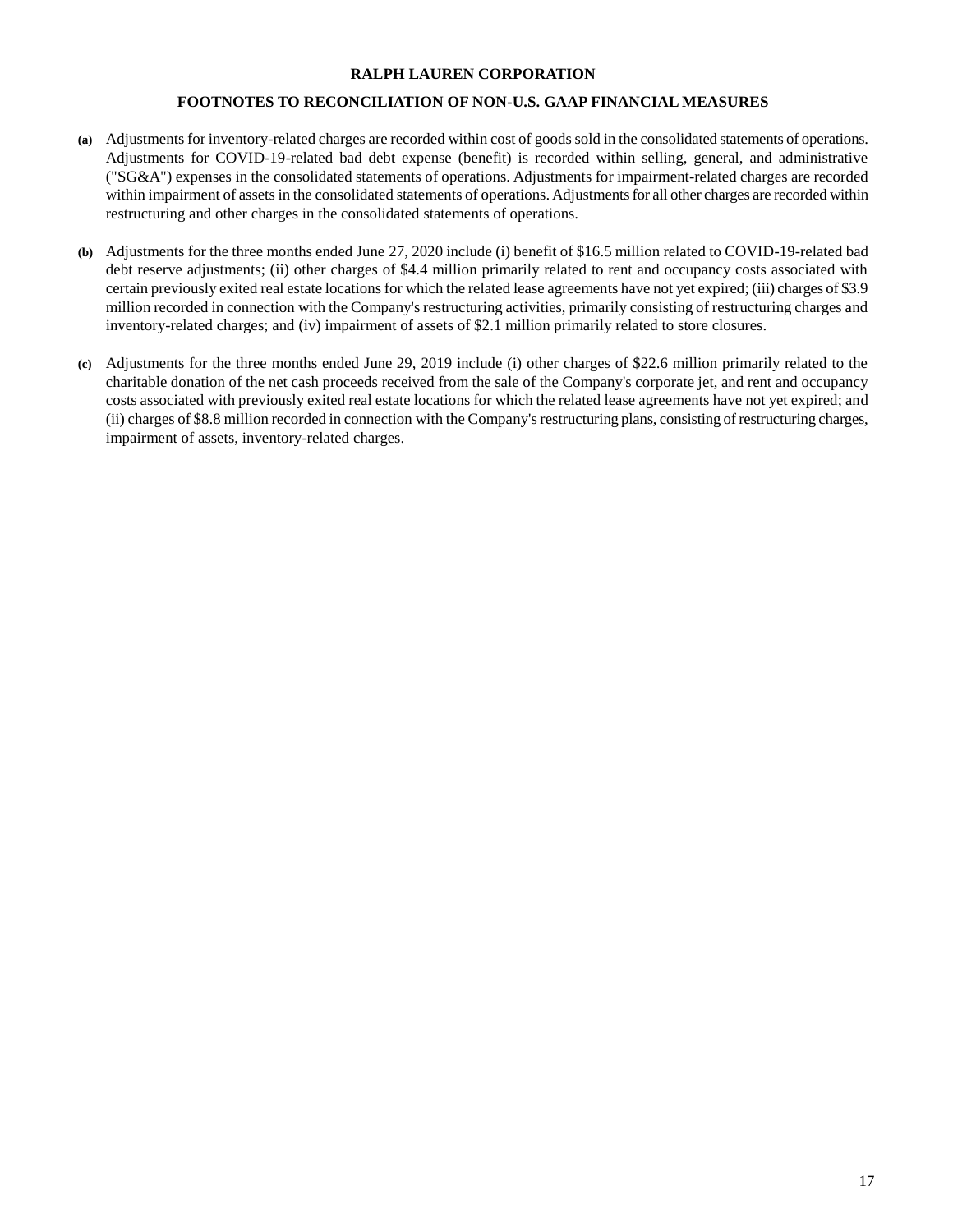**RALPH LAUREN CORPORATION**

**FOOTNOTES TO RECONCILIATION OF NON-U.S. GAAP FINANCIAL MEASURES**

**(a)** Adjustments for inventory-related charges are recorded within cost of goods sold in the consolidated statements of operations. Adjustments for COVID-19-related bad debt expense (benefit) is recorded within selling, general, and administrative ("SG&A") expenses in the consolidated statements of operations. Adjustments for impairment-related charges are recorded within impairment of assets in the consolidated statements of operations. Adjustments for all other charges are recorded within restructuring and other charges in the consolidated statements of operations.

**(b)** Adjustments for the three months ended June 27, 2020 include (i) benefit of $16.5 million related to COVID-19-related bad debt reserve adjustments; (ii) other charges of $4.4 million primarily related to rent and occupancy costs associated with certain previously exited real estate locations for which the related lease agreements have not yet expired; (iii) charges of $3.9 million recorded in connection with the Company's restructuring activities, primarily consisting of restructuring charges and inventory-related charges; and (iv) impairment of assets of $2.1 million primarily related to store closures.

**(c)** Adjustments for the three months ended June 29, 2019 include (i) other charges of $22.6 million primarily related to the charitable donation of the net cash proceeds received from the sale of the Company's corporate jet, and rent and occupancy costs associated with previously exited real estate locations for which the related lease agreements have not yet expired; and (ii) charges of $8.8 million recorded in connection with the Company's restructuring plans, consisting of restructuring charges, impairment of assets, inventory-related charges.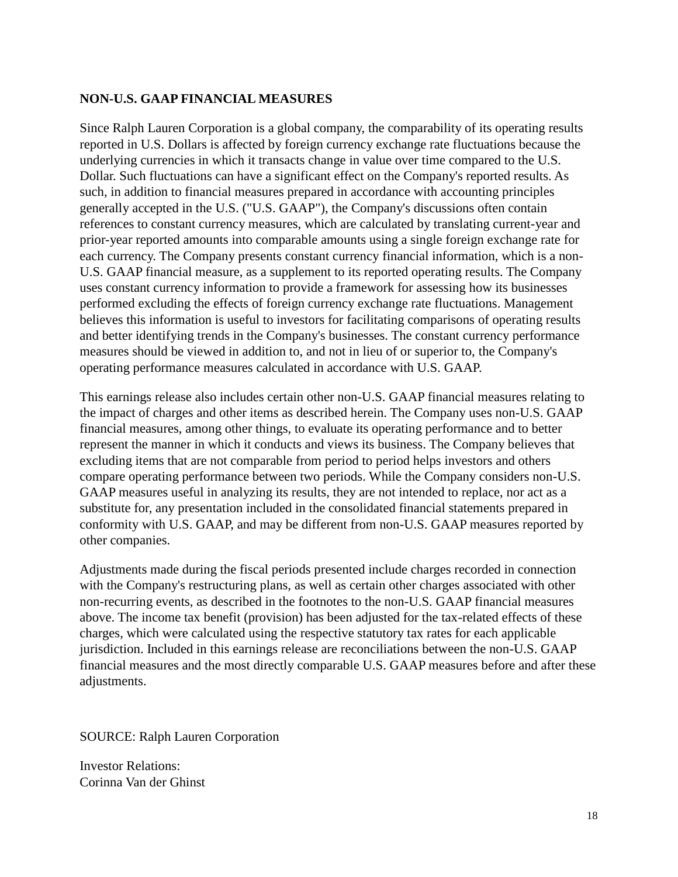## NON-U.S. GAAP FINANCIAL MEASURES

Since Ralph Lauren Corporation is a global company, the comparability of its operating results reported in U.S. Dollars is affected by foreign currency exchange rate fluctuations because the underlying currencies in which it transacts change in value over time compared to the U.S. Dollar. Such fluctuations can have a significant effect on the Company's reported results. As such, in addition to financial measures prepared in accordance with accounting principles generally accepted in the U.S. ("U.S. GAAP"), the Company's discussions often contain references to constant currency measures, which are calculated by translating current-year and prior-year reported amounts into comparable amounts using a single foreign exchange rate for each currency. The Company presents constant currency financial information, which is a non-U.S. GAAP financial measure, as a supplement to its reported operating results. The Company uses constant currency information to provide a framework for assessing how its businesses performed excluding the effects of foreign currency exchange rate fluctuations. Management believes this information is useful to investors for facilitating comparisons of operating results and better identifying trends in the Company's businesses. The constant currency performance measures should be viewed in addition to, and not in lieu of or superior to, the Company's operating performance measures calculated in accordance with U.S. GAAP.

This earnings release also includes certain other non-U.S. GAAP financial measures relating to the impact of charges and other items as described herein. The Company uses non-U.S. GAAP financial measures, among other things, to evaluate its operating performance and to better represent the manner in which it conducts and views its business. The Company believes that excluding items that are not comparable from period to period helps investors and others compare operating performance between two periods. While the Company considers non-U.S. GAAP measures useful in analyzing its results, they are not intended to replace, nor act as a substitute for, any presentation included in the consolidated financial statements prepared in conformity with U.S. GAAP, and may be different from non-U.S. GAAP measures reported by other companies.

Adjustments made during the fiscal periods presented include charges recorded in connection with the Company's restructuring plans, as well as certain other charges associated with other non-recurring events, as described in the footnotes to the non-U.S. GAAP financial measures above. The income tax benefit (provision) has been adjusted for the tax-related effects of these charges, which were calculated using the respective statutory tax rates for each applicable jurisdiction. Included in this earnings release are reconciliations between the non-U.S. GAAP financial measures and the most directly comparable U.S. GAAP measures before and after these adjustments.

SOURCE: Ralph Lauren Corporation

Investor Relations:
Corinna Van der Ghinst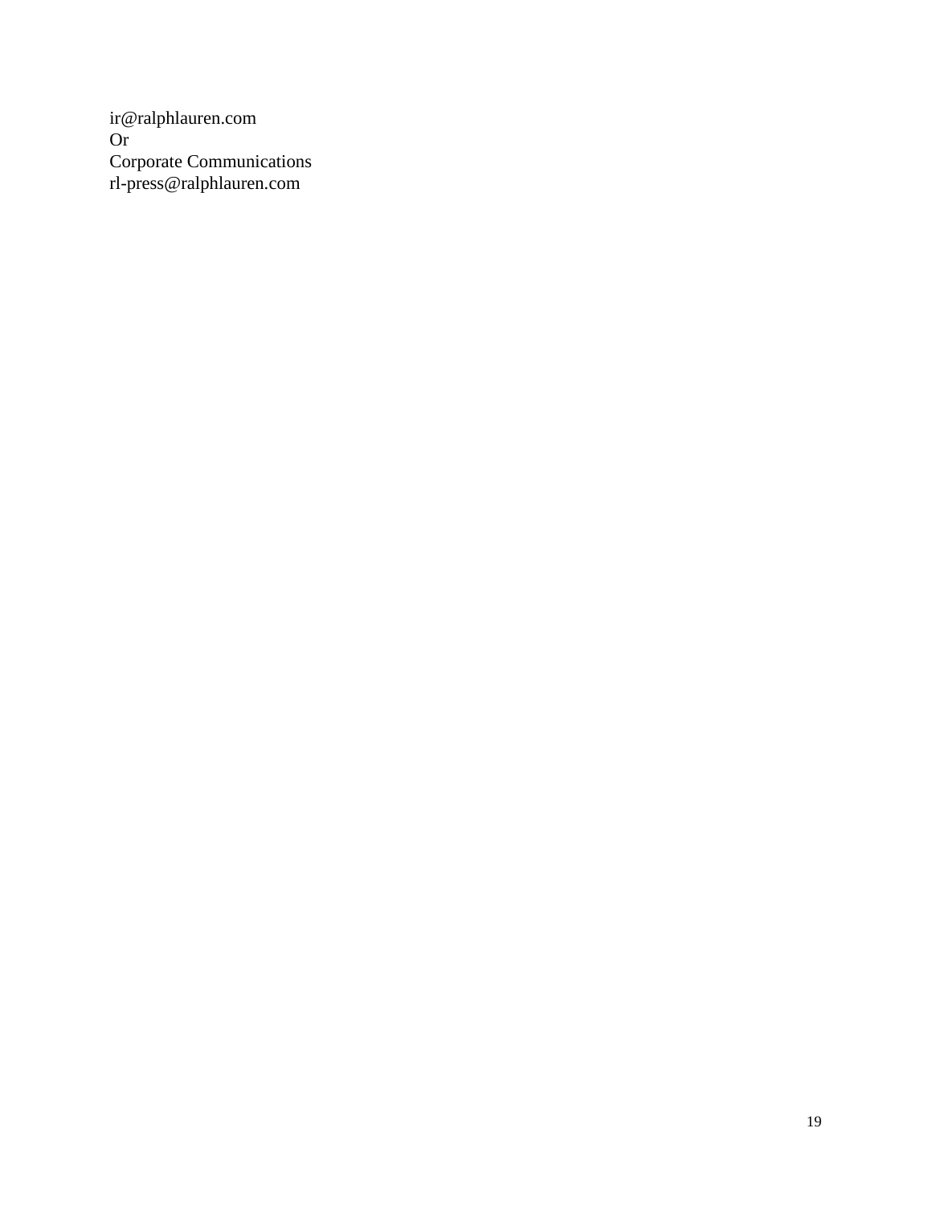ir@ralphlauren.com
Or
Corporate Communications
rl-press@ralphlauren.com